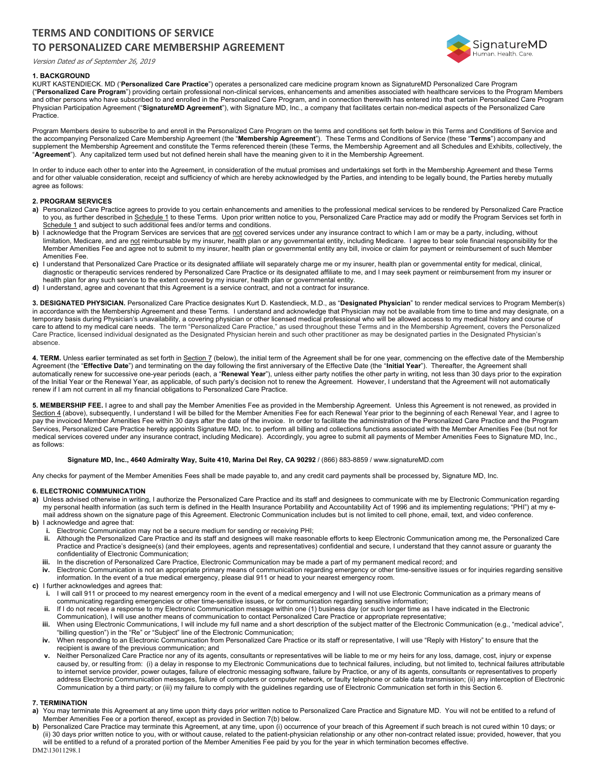# TERMS AND CONDITIONS OF SERVICE
# TO PERSONALIZED CARE MEMBERSHIP AGREEMENT

*Version Dated as of September 26, 2019*

SignatureMD
Human. Health. Care.

**1. BACKGROUND**

KURT KASTENDIECK. MD ('**Personalized Care Practice**") operates a personalized care medicine program known as SignatureMD Personalized Care Program ("**Personalized Care Program**") providing certain professional non-clinical services, enhancements and amenities associated with healthcare services to the Program Members and other persons who have subscribed to and enrolled in the Personalized Care Program, and in connection therewith has entered into that certain Personalized Care Program Physician Participation Agreement ("**SignatureMD Agreement**"), with Signature MD, Inc., a company that facilitates certain non-medical aspects of the Personalized Care Practice.

Program Members desire to subscribe to and enroll in the Personalized Care Program on the terms and conditions set forth below in this Terms and Conditions of Service and the accompanying Personalized Care Membership Agreement (the "**Membership Agreement**"). These Terms and Conditions of Service (these "**Terms**") accompany and supplement the Membership Agreement and constitute the Terms referenced therein (these Terms, the Membership Agreement and all Schedules and Exhibits, collectively, the "**Agreement**"). Any capitalized term used but not defined herein shall have the meaning given to it in the Membership Agreement.

In order to induce each other to enter into the Agreement, in consideration of the mutual promises and undertakings set forth in the Membership Agreement and these Terms and for other valuable consideration, receipt and sufficiency of which are hereby acknowledged by the Parties, and intending to be legally bound, the Parties hereby mutually agree as follows:

**2. PROGRAM SERVICES**

**a)** Personalized Care Practice agrees to provide to you certain enhancements and amenities to the professional medical services to be rendered by Personalized Care Practice to you, as further described in <u>Schedule 1</u> to these Terms. Upon prior written notice to you, Personalized Care Practice may add or modify the Program Services set forth in <u>Schedule 1</u> and subject to such additional fees and/or terms and conditions.

**b)** I acknowledge that the Program Services are services that are <u>not</u> covered services under any insurance contract to which I am or may be a party, including, without limitation, Medicare, and are <u>not</u> reimbursable by my insurer, health plan or any governmental entity, including Medicare. I agree to bear sole financial responsibility for the Member Amenities Fee and agree not to submit to my insurer, health plan or governmental entity any bill, invoice or claim for payment or reimbursement of such Member Amenities Fee.

**c)** I understand that Personalized Care Practice or its designated affiliate will separately charge me or my insurer, health plan or governmental entity for medical, clinical, diagnostic or therapeutic services rendered by Personalized Care Practice or its designated affiliate to me, and I may seek payment or reimbursement from my insurer or health plan for any such service to the extent covered by my insurer, health plan or governmental entity.

**d)** I understand, agree and covenant that this Agreement is a service contract, and not a contract for insurance.

**3. DESIGNATED PHYSICIAN.** Personalized Care Practice designates Kurt D. Kastendieck, M.D., as "**Designated Physician**" to render medical services to Program Member(s) in accordance with the Membership Agreement and these Terms. I understand and acknowledge that Physician may not be available from time to time and may designate, on a temporary basis during Physician's unavailability, a covering physician or other licensed medical professional who will be allowed access to my medical history and course of care to attend to my medical care needs. The term "Personalized Care Practice," as used throughout these Terms and in the Membership Agreement, covers the Personalized Care Practice, licensed individual designated as the Designated Physician herein and such other practitioner as may be designated parties in the Designated Physician's absence.

**4. TERM.** Unless earlier terminated as set forth in <u>Section 7</u> (below), the initial term of the Agreement shall be for one year, commencing on the effective date of the Membership Agreement (the "**Effective Date**") and terminating on the day following the first anniversary of the Effective Date (the "**Initial Year**"). Thereafter, the Agreement shall automatically renew for successive one-year periods (each, a "**Renewal Year**"), unless either party notifies the other party in writing, not less than 30 days prior to the expiration of the Initial Year or the Renewal Year, as applicable, of such party's decision not to renew the Agreement. However, I understand that the Agreement will not automatically renew if I am not current in all my financial obligations to Personalized Care Practice.

**5. MEMBERSHIP FEE.** I agree to and shall pay the Member Amenities Fee as provided in the Membership Agreement. Unless this Agreement is not renewed, as provided in <u>Section 4</u> (above), subsequently, I understand I will be billed for the Member Amenities Fee for each Renewal Year prior to the beginning of each Renewal Year, and I agree to pay the invoiced Member Amenities Fee within 30 days after the date of the invoice. In order to facilitate the administration of the Personalized Care Practice and the Program Services, Personalized Care Practice hereby appoints Signature MD, Inc. to perform all billing and collections functions associated with the Member Amenities Fee (but not for medical services covered under any insurance contract, including Medicare). Accordingly, you agree to submit all payments of Member Amenities Fees to Signature MD, Inc., as follows:

**Signature MD, Inc., 4640 Admiralty Way, Suite 410, Marina Del Rey, CA 90292** / (866) 883-8859 / www.signatureMD.com

Any checks for payment of the Member Amenities Fees shall be made payable to, and any credit card payments shall be processed by, Signature MD, Inc.

**6. ELECTRONIC COMMUNICATION**

**a)** Unless advised otherwise in writing, I authorize the Personalized Care Practice and its staff and designees to communicate with me by Electronic Communication regarding my personal health information (as such term is defined in the Health Insurance Portability and Accountability Act of 1996 and its implementing regulations; "PHI") at my e-mail address shown on the signature page of this Agreement. Electronic Communication includes but is not limited to cell phone, email, text, and video conference.

**b)** I acknowledge and agree that:

- **i.** Electronic Communication may not be a secure medium for sending or receiving PHI;
- **ii.** Although the Personalized Care Practice and its staff and designees will make reasonable efforts to keep Electronic Communication among me, the Personalized Care Practice and Practice's designee(s) (and their employees, agents and representatives) confidential and secure, I understand that they cannot assure or guaranty the confidentiality of Electronic Communication;
- **iii.** In the discretion of Personalized Care Practice, Electronic Communication may be made a part of my permanent medical record; and
- **iv.** Electronic Communication is not an appropriate primary means of communication regarding emergency or other time-sensitive issues or for inquiries regarding sensitive information. In the event of a true medical emergency, please dial 911 or head to your nearest emergency room.

**c)** I further acknowledges and agrees that:

- **i.** I will call 911 or proceed to my nearest emergency room in the event of a medical emergency and I will not use Electronic Communication as a primary means of communicating regarding emergencies or other time-sensitive issues, or for communication regarding sensitive information;
- **ii.** If I do not receive a response to my Electronic Communication message within one (1) business day (or such longer time as I have indicated in the Electronic Communication), I will use another means of communication to contact Personalized Care Practice or appropriate representative;
- **iii.** When using Electronic Communications, I will include my full name and a short description of the subject matter of the Electronic Communication (e.g., "medical advice", "billing question") in the "Re" or "Subject" line of the Electronic Communication;
- **iv.** When responding to an Electronic Communication from Personalized Care Practice or its staff or representative, I will use "Reply with History" to ensure that the recipient is aware of the previous communication; and
- **v.** Neither Personalized Care Practice nor any of its agents, consultants or representatives will be liable to me or my heirs for any loss, damage, cost, injury or expense caused by, or resulting from: (i) a delay in response to my Electronic Communications due to technical failures, including, but not limited to, technical failures attributable to internet service provider, power outages, failure of electronic messaging software, failure by Practice, or any of its agents, consultants or representatives to properly address Electronic Communication messages, failure of computers or computer network, or faulty telephone or cable data transmission; (ii) any interception of Electronic Communication by a third party; or (iii) my failure to comply with the guidelines regarding use of Electronic Communication set forth in this Section 6.

**7. TERMINATION**

**a)** You may terminate this Agreement at any time upon thirty days prior written notice to Personalized Care Practice and Signature MD. You will not be entitled to a refund of Member Amenities Fee or a portion thereof, except as provided in Section 7(b) below.

**b)** Personalized Care Practice may terminate this Agreement, at any time, upon (i) occurrence of your breach of this Agreement if such breach is not cured within 10 days; or (ii) 30 days prior written notice to you, with or without cause, related to the patient-physician relationship or any other non-contract related issue; provided, however, that you will be entitled to a refund of a prorated portion of the Member Amenities Fee paid by you for the year in which termination becomes effective.

DM2\13011298.1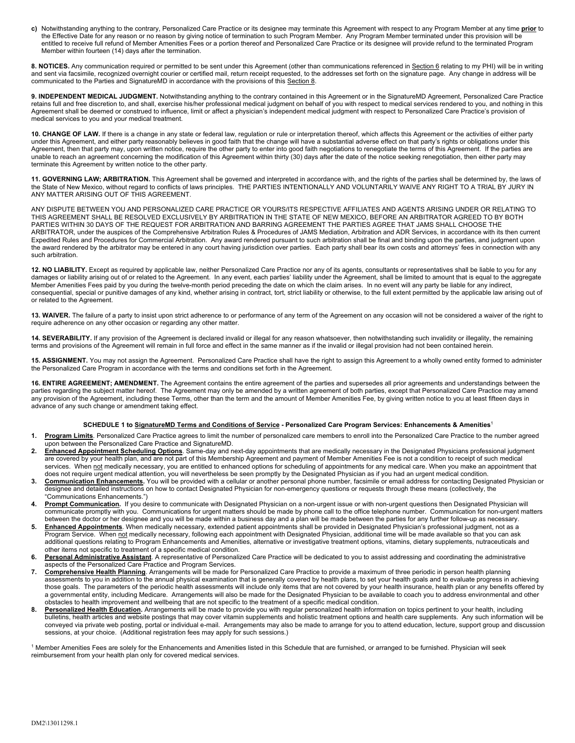**c)** Notwithstanding anything to the contrary, Personalized Care Practice or its designee may terminate this Agreement with respect to any Program Member at any time **prior** to the Effective Date for any reason or no reason by giving notice of termination to such Program Member. Any Program Member terminated under this provision will be entitled to receive full refund of Member Amenities Fees or a portion thereof and Personalized Care Practice or its designee will provide refund to the terminated Program Member within fourteen (14) days after the termination.

**8. NOTICES.** Any communication required or permitted to be sent under this Agreement (other than communications referenced in Section 6 relating to my PHI) will be in writing and sent via facsimile, recognized overnight courier or certified mail, return receipt requested, to the addresses set forth on the signature page. Any change in address will be communicated to the Parties and SignatureMD in accordance with the provisions of this Section 8.

**9. INDEPENDENT MEDICAL JUDGMENT.** Notwithstanding anything to the contrary contained in this Agreement or in the SignatureMD Agreement, Personalized Care Practice retains full and free discretion to, and shall, exercise his/her professional medical judgment on behalf of you with respect to medical services rendered to you, and nothing in this Agreement shall be deemed or construed to influence, limit or affect a physician's independent medical judgment with respect to Personalized Care Practice's provision of medical services to you and your medical treatment.

**10. CHANGE OF LAW.** If there is a change in any state or federal law, regulation or rule or interpretation thereof, which affects this Agreement or the activities of either party under this Agreement, and either party reasonably believes in good faith that the change will have a substantial adverse effect on that party's rights or obligations under this Agreement, then that party may, upon written notice, require the other party to enter into good faith negotiations to renegotiate the terms of this Agreement. If the parties are unable to reach an agreement concerning the modification of this Agreement within thirty (30) days after the date of the notice seeking renegotiation, then either party may terminate this Agreement by written notice to the other party.

**11. GOVERNING LAW; ARBITRATION.** This Agreement shall be governed and interpreted in accordance with, and the rights of the parties shall be determined by, the laws of the State of New Mexico, without regard to conflicts of laws principles. THE PARTIES INTENTIONALLY AND VOLUNTARILY WAIVE ANY RIGHT TO A TRIAL BY JURY IN ANY MATTER ARISING OUT OF THIS AGREEMENT.

ANY DISPUTE BETWEEN YOU AND PERSONALIZED CARE PRACTICE OR YOURS/ITS RESPECTIVE AFFILIATES AND AGENTS ARISING UNDER OR RELATING TO THIS AGREEMENT SHALL BE RESOLVED EXCLUSIVELY BY ARBITRATION IN THE STATE OF NEW MEXICO, BEFORE AN ARBITRATOR AGREED TO BY BOTH PARTIES WITHIN 30 DAYS OF THE REQUEST FOR ARBITRATION AND BARRING AGREEMENT THE PARTIES AGREE THAT JAMS SHALL CHOOSE THE ARBITRATOR, under the auspices of the Comprehensive Arbitration Rules & Procedures of JAMS Mediation, Arbitration and ADR Services, in accordance with its then current Expedited Rules and Procedures for Commercial Arbitration. Any award rendered pursuant to such arbitration shall be final and binding upon the parties, and judgment upon the award rendered by the arbitrator may be entered in any court having jurisdiction over parties. Each party shall bear its own costs and attorneys' fees in connection with any such arbitration.

**12. NO LIABILITY.** Except as required by applicable law, neither Personalized Care Practice nor any of its agents, consultants or representatives shall be liable to you for any damages or liability arising out of or related to the Agreement. In any event, each parties' liability under the Agreement, shall be limited to amount that is equal to the aggregate Member Amenities Fees paid by you during the twelve-month period preceding the date on which the claim arises. In no event will any party be liable for any indirect, consequential, special or punitive damages of any kind, whether arising in contract, tort, strict liability or otherwise, to the full extent permitted by the applicable law arising out of or related to the Agreement.

**13. WAIVER.** The failure of a party to insist upon strict adherence to or performance of any term of the Agreement on any occasion will not be considered a waiver of the right to require adherence on any other occasion or regarding any other matter.

**14. SEVERABILITY.** If any provision of the Agreement is declared invalid or illegal for any reason whatsoever, then notwithstanding such invalidity or illegality, the remaining terms and provisions of the Agreement will remain in full force and effect in the same manner as if the invalid or illegal provision had not been contained herein.

**15. ASSIGNMENT.** You may not assign the Agreement. Personalized Care Practice shall have the right to assign this Agreement to a wholly owned entity formed to administer the Personalized Care Program in accordance with the terms and conditions set forth in the Agreement.

**16. ENTIRE AGREEMENT; AMENDMENT.** The Agreement contains the entire agreement of the parties and supersedes all prior agreements and understandings between the parties regarding the subject matter hereof. The Agreement may only be amended by a written agreement of both parties, except that Personalized Care Practice may amend any provision of the Agreement, including these Terms, other than the term and the amount of Member Amenities Fee, by giving written notice to you at least fifteen days in advance of any such change or amendment taking effect.

### SCHEDULE 1 to SignatureMD Terms and Conditions of Service - Personalized Care Program Services: Enhancements & Amenities[1]

1. **Program Limits**. Personalized Care Practice agrees to limit the number of personalized care members to enroll into the Personalized Care Practice to the number agreed upon between the Personalized Care Practice and SignatureMD.
2. **Enhanced Appointment Scheduling Options**. Same-day and next-day appointments that are medically necessary in the Designated Physicians professional judgment are covered by your health plan, and are not part of this Membership Agreement and payment of Member Amenities Fee is not a condition to receipt of such medical services. When not medically necessary, you are entitled to enhanced options for scheduling of appointments for any medical care. When you make an appointment that does not require urgent medical attention, you will nevertheless be seen promptly by the Designated Physician as if you had an urgent medical condition.
3. **Communication Enhancements.** You will be provided with a cellular or another personal phone number, facsimile or email address for contacting Designated Physician or designee and detailed instructions on how to contact Designated Physician for non-emergency questions or requests through these means (collectively, the "Communications Enhancements.")
4. **Prompt Communication.** If you desire to communicate with Designated Physician on a non-urgent issue or with non-urgent questions then Designated Physician will communicate promptly with you. Communications for urgent matters should be made by phone call to the office telephone number. Communication for non-urgent matters between the doctor or her designee and you will be made within a business day and a plan will be made between the parties for any further follow-up as necessary.
5. **Enhanced Appointments**. When medically necessary, extended patient appointments shall be provided in Designated Physician's professional judgment, not as a Program Service. When not medically necessary, following each appointment with Designated Physician, additional time will be made available so that you can ask additional questions relating to Program Enhancements and Amenities, alternative or investigative treatment options, vitamins, dietary supplements, nutraceuticals and other items not specific to treatment of a specific medical condition.
6. **Personal Administrative Assistant**. A representative of Personalized Care Practice will be dedicated to you to assist addressing and coordinating the administrative aspects of the Personalized Care Practice and Program Services.
7. **Comprehensive Health Planning**. Arrangements will be made for Personalized Care Practice to provide a maximum of three periodic in person health planning assessments to you in addition to the annual physical examination that is generally covered by health plans, to set your health goals and to evaluate progress in achieving those goals. The parameters of the periodic health assessments will include only items that are not covered by your health insurance, health plan or any benefits offered by a governmental entity, including Medicare. Arrangements will also be made for the Designated Physician to be available to coach you to address environmental and other obstacles to health improvement and wellbeing that are not specific to the treatment of a specific medical condition.
8. **Personalized Health Education.** Arrangements will be made to provide you with regular personalized health information on topics pertinent to your health, including bulletins, health articles and website postings that may cover vitamin supplements and holistic treatment options and health care supplements. Any such information will be conveyed via private web posting, portal or individual e-mail. Arrangements may also be made to arrange for you to attend education, lecture, support group and discussion sessions, at your choice. (Additional registration fees may apply for such sessions.)

[1] Member Amenities Fees are solely for the Enhancements and Amenities listed in this Schedule that are furnished, or arranged to be furnished. Physician will seek reimbursement from your health plan only for covered medical services.

DM2\13011298.1